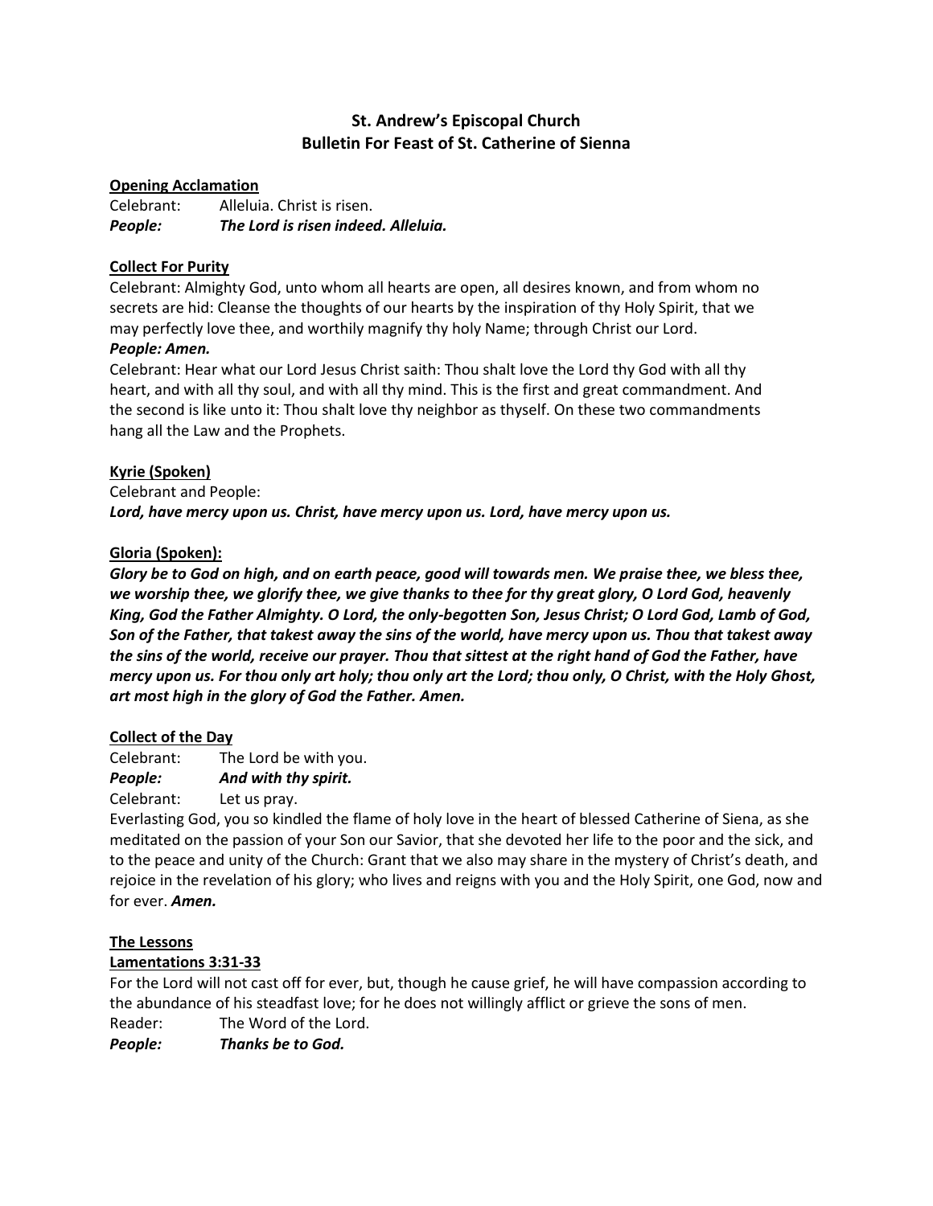# St. Andrew's Episcopal Church
## Bulletin For Feast of St. Catherine of Sienna

**Opening Acclamation**

Celebrant: Alleluia. Christ is risen.
***People: The Lord is risen indeed. Alleluia.***

**Collect For Purity**

Celebrant: Almighty God, unto whom all hearts are open, all desires known, and from whom no secrets are hid: Cleanse the thoughts of our hearts by the inspiration of thy Holy Spirit, that we may perfectly love thee, and worthily magnify thy holy Name; through Christ our Lord.
***People: Amen.***

Celebrant: Hear what our Lord Jesus Christ saith: Thou shalt love the Lord thy God with all thy heart, and with all thy soul, and with all thy mind. This is the first and great commandment. And the second is like unto it: Thou shalt love thy neighbor as thyself. On these two commandments hang all the Law and the Prophets.

**Kyrie (Spoken)**

Celebrant and People:
***Lord, have mercy upon us. Christ, have mercy upon us. Lord, have mercy upon us.***

**Gloria (Spoken):**

***Glory be to God on high, and on earth peace, good will towards men. We praise thee, we bless thee, we worship thee, we glorify thee, we give thanks to thee for thy great glory, O Lord God, heavenly King, God the Father Almighty. O Lord, the only-begotten Son, Jesus Christ; O Lord God, Lamb of God, Son of the Father, that takest away the sins of the world, have mercy upon us. Thou that takest away the sins of the world, receive our prayer. Thou that sittest at the right hand of God the Father, have mercy upon us. For thou only art holy; thou only art the Lord; thou only, O Christ, with the Holy Ghost, art most high in the glory of God the Father. Amen.***

**Collect of the Day**

Celebrant: The Lord be with you.
***People: And with thy spirit.***
Celebrant: Let us pray.

Everlasting God, you so kindled the flame of holy love in the heart of blessed Catherine of Siena, as she meditated on the passion of your Son our Savior, that she devoted her life to the poor and the sick, and to the peace and unity of the Church: Grant that we also may share in the mystery of Christ's death, and rejoice in the revelation of his glory; who lives and reigns with you and the Holy Spirit, one God, now and for ever. ***Amen.***

**The Lessons**

**Lamentations 3:31-33**

For the Lord will not cast off for ever, but, though he cause grief, he will have compassion according to the abundance of his steadfast love; for he does not willingly afflict or grieve the sons of men.

Reader: The Word of the Lord.
***People: Thanks be to God.***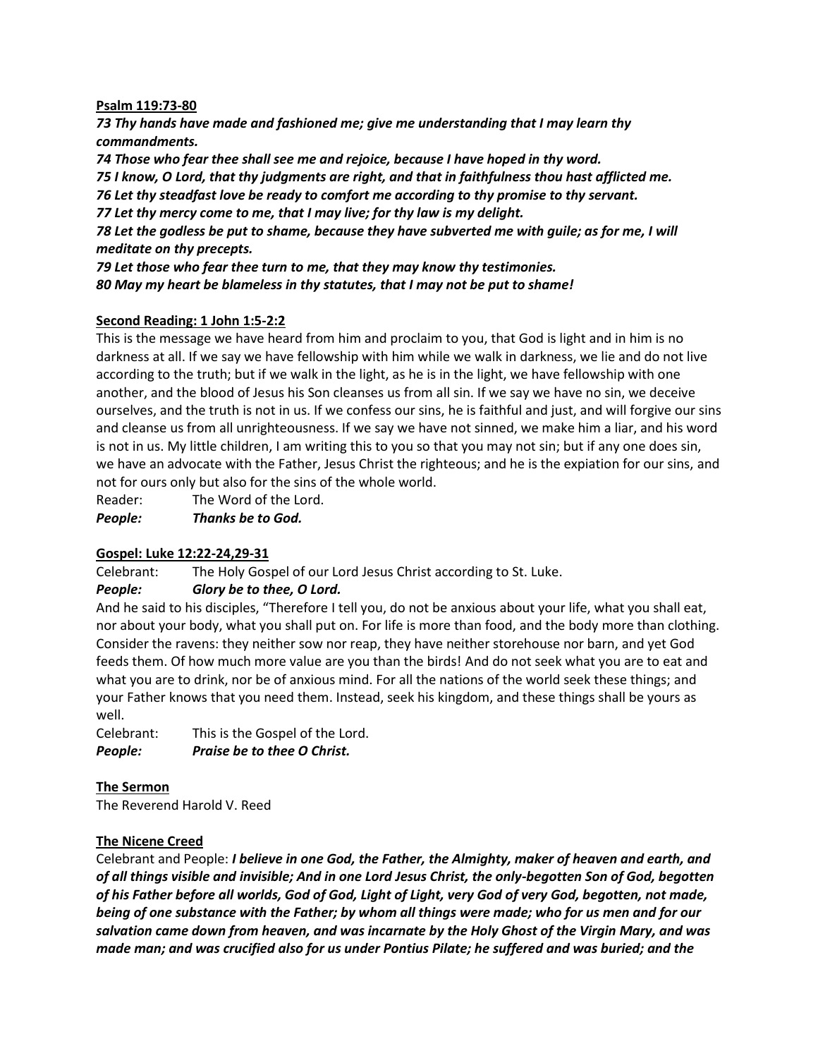**Psalm 119:73-80**

***73 Thy hands have made and fashioned me; give me understanding that I may learn thy commandments.***
***74 Those who fear thee shall see me and rejoice, because I have hoped in thy word.***
***75 I know, O Lord, that thy judgments are right, and that in faithfulness thou hast afflicted me.***
***76 Let thy steadfast love be ready to comfort me according to thy promise to thy servant.***
***77 Let thy mercy come to me, that I may live; for thy law is my delight.***
***78 Let the godless be put to shame, because they have subverted me with guile; as for me, I will meditate on thy precepts.***
***79 Let those who fear thee turn to me, that they may know thy testimonies.***
***80 May my heart be blameless in thy statutes, that I may not be put to shame!***

**Second Reading: 1 John 1:5-2:2**

This is the message we have heard from him and proclaim to you, that God is light and in him is no darkness at all. If we say we have fellowship with him while we walk in darkness, we lie and do not live according to the truth; but if we walk in the light, as he is in the light, we have fellowship with one another, and the blood of Jesus his Son cleanses us from all sin. If we say we have no sin, we deceive ourselves, and the truth is not in us. If we confess our sins, he is faithful and just, and will forgive our sins and cleanse us from all unrighteousness. If we say we have not sinned, we make him a liar, and his word is not in us. My little children, I am writing this to you so that you may not sin; but if any one does sin, we have an advocate with the Father, Jesus Christ the righteous; and he is the expiation for our sins, and not for ours only but also for the sins of the whole world.

Reader: The Word of the Lord.
***People: Thanks be to God.***

**Gospel: Luke 12:22-24,29-31**

Celebrant: The Holy Gospel of our Lord Jesus Christ according to St. Luke.
***People: Glory be to thee, O Lord.***

And he said to his disciples, "Therefore I tell you, do not be anxious about your life, what you shall eat, nor about your body, what you shall put on. For life is more than food, and the body more than clothing. Consider the ravens: they neither sow nor reap, they have neither storehouse nor barn, and yet God feeds them. Of how much more value are you than the birds! And do not seek what you are to eat and what you are to drink, nor be of anxious mind. For all the nations of the world seek these things; and your Father knows that you need them. Instead, seek his kingdom, and these things shall be yours as well.

Celebrant: This is the Gospel of the Lord.
***People: Praise be to thee O Christ.***

**The Sermon**

The Reverend Harold V. Reed

**The Nicene Creed**

Celebrant and People: ***I believe in one God, the Father, the Almighty, maker of heaven and earth, and of all things visible and invisible; And in one Lord Jesus Christ, the only-begotten Son of God, begotten of his Father before all worlds, God of God, Light of Light, very God of very God, begotten, not made, being of one substance with the Father; by whom all things were made; who for us men and for our salvation came down from heaven, and was incarnate by the Holy Ghost of the Virgin Mary, and was made man; and was crucified also for us under Pontius Pilate; he suffered and was buried; and the***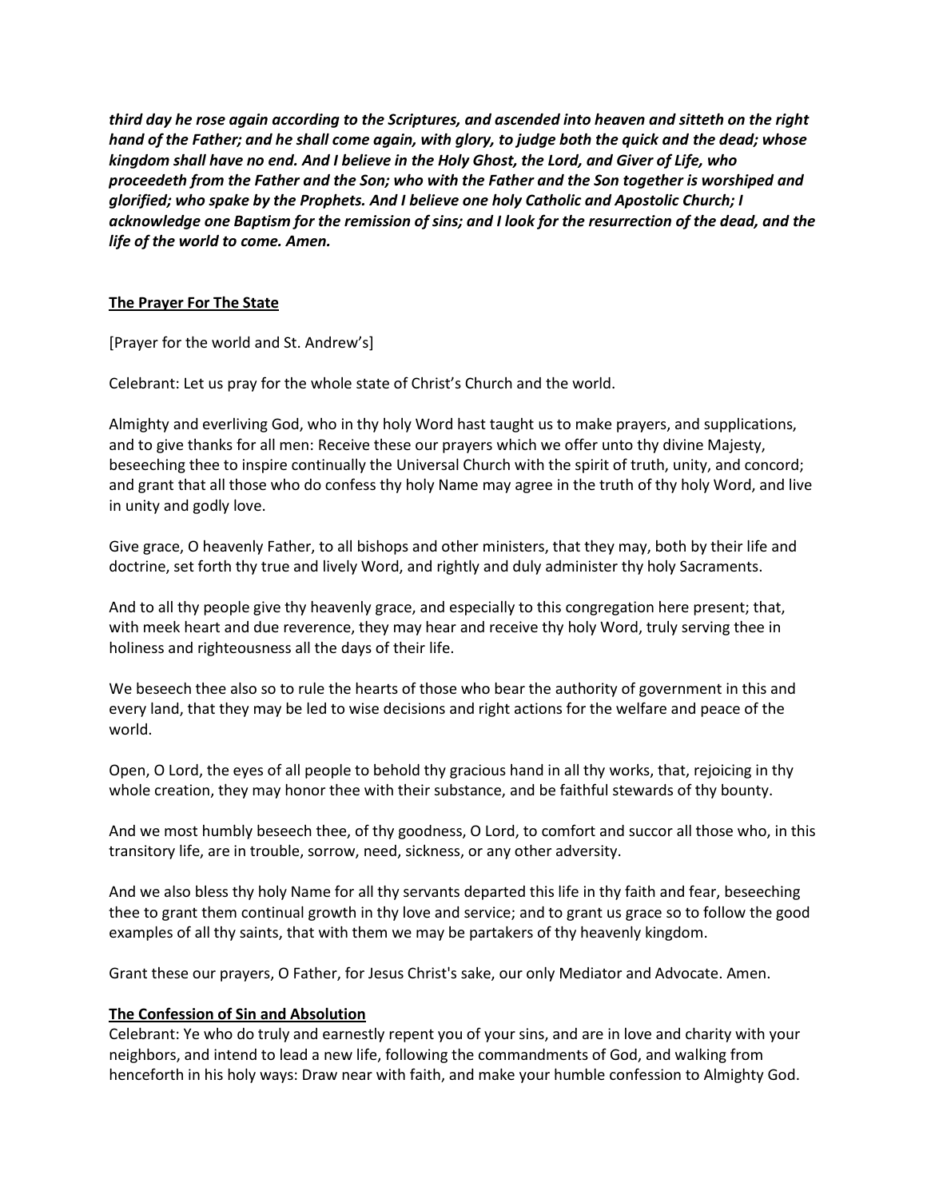***third day he rose again according to the Scriptures, and ascended into heaven and sitteth on the right hand of the Father; and he shall come again, with glory, to judge both the quick and the dead; whose kingdom shall have no end. And I believe in the Holy Ghost, the Lord, and Giver of Life, who proceedeth from the Father and the Son; who with the Father and the Son together is worshiped and glorified; who spake by the Prophets. And I believe one holy Catholic and Apostolic Church; I acknowledge one Baptism for the remission of sins; and I look for the resurrection of the dead, and the life of the world to come. Amen.***

**<u>The Prayer For The State</u>**

[Prayer for the world and St. Andrew's]

Celebrant: Let us pray for the whole state of Christ's Church and the world.

Almighty and everliving God, who in thy holy Word hast taught us to make prayers, and supplications, and to give thanks for all men: Receive these our prayers which we offer unto thy divine Majesty, beseeching thee to inspire continually the Universal Church with the spirit of truth, unity, and concord; and grant that all those who do confess thy holy Name may agree in the truth of thy holy Word, and live in unity and godly love.

Give grace, O heavenly Father, to all bishops and other ministers, that they may, both by their life and doctrine, set forth thy true and lively Word, and rightly and duly administer thy holy Sacraments.

And to all thy people give thy heavenly grace, and especially to this congregation here present; that, with meek heart and due reverence, they may hear and receive thy holy Word, truly serving thee in holiness and righteousness all the days of their life.

We beseech thee also so to rule the hearts of those who bear the authority of government in this and every land, that they may be led to wise decisions and right actions for the welfare and peace of the world.

Open, O Lord, the eyes of all people to behold thy gracious hand in all thy works, that, rejoicing in thy whole creation, they may honor thee with their substance, and be faithful stewards of thy bounty.

And we most humbly beseech thee, of thy goodness, O Lord, to comfort and succor all those who, in this transitory life, are in trouble, sorrow, need, sickness, or any other adversity.

And we also bless thy holy Name for all thy servants departed this life in thy faith and fear, beseeching thee to grant them continual growth in thy love and service; and to grant us grace so to follow the good examples of all thy saints, that with them we may be partakers of thy heavenly kingdom.

Grant these our prayers, O Father, for Jesus Christ's sake, our only Mediator and Advocate. Amen.

**<u>The Confession of Sin and Absolution</u>**

Celebrant: Ye who do truly and earnestly repent you of your sins, and are in love and charity with your neighbors, and intend to lead a new life, following the commandments of God, and walking from henceforth in his holy ways: Draw near with faith, and make your humble confession to Almighty God.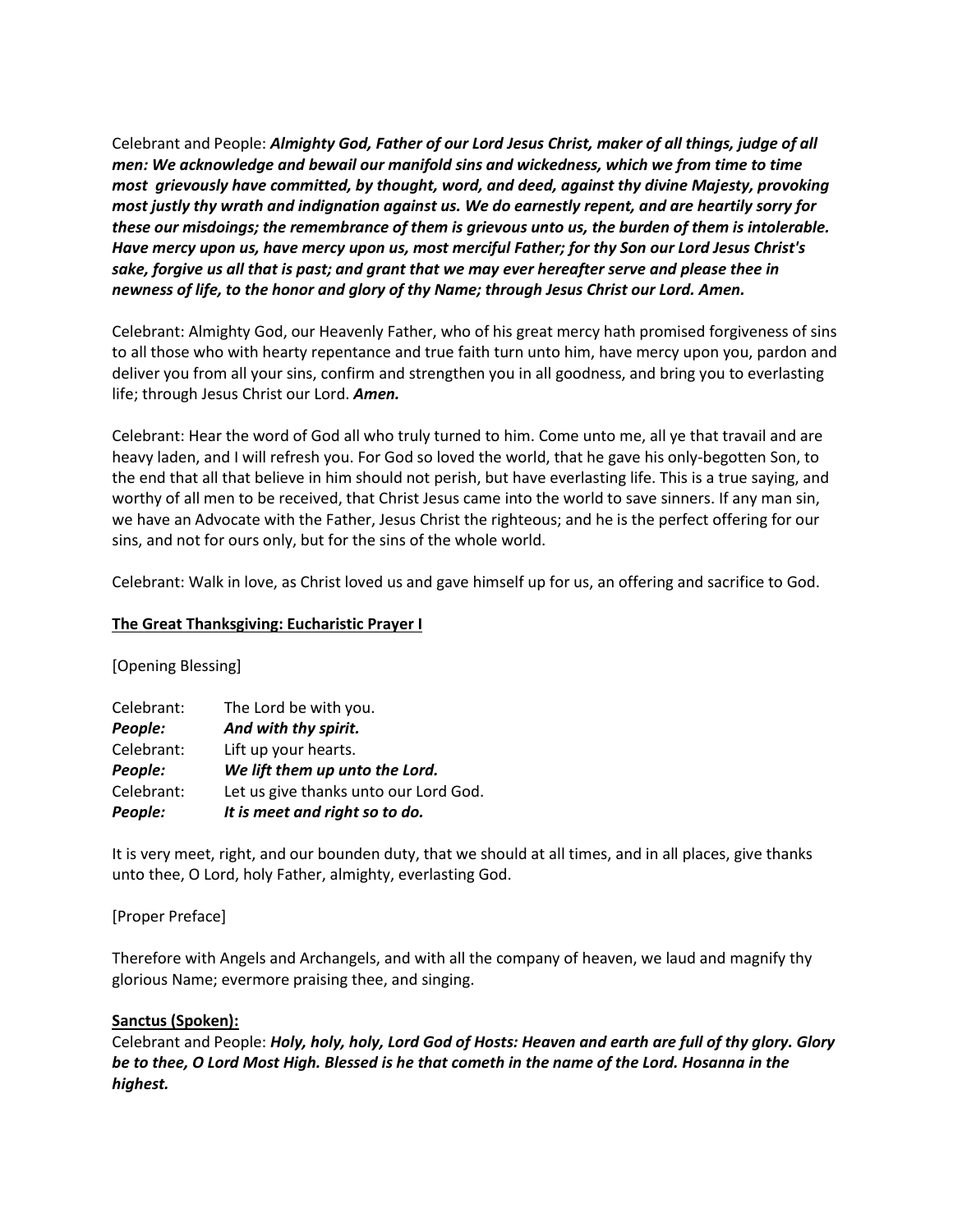Celebrant and People: ***Almighty God, Father of our Lord Jesus Christ, maker of all things, judge of all men: We acknowledge and bewail our manifold sins and wickedness, which we from time to time most grievously have committed, by thought, word, and deed, against thy divine Majesty, provoking most justly thy wrath and indignation against us. We do earnestly repent, and are heartily sorry for these our misdoings; the remembrance of them is grievous unto us, the burden of them is intolerable. Have mercy upon us, have mercy upon us, most merciful Father; for thy Son our Lord Jesus Christ's sake, forgive us all that is past; and grant that we may ever hereafter serve and please thee in newness of life, to the honor and glory of thy Name; through Jesus Christ our Lord. Amen.***

Celebrant: Almighty God, our Heavenly Father, who of his great mercy hath promised forgiveness of sins to all those who with hearty repentance and true faith turn unto him, have mercy upon you, pardon and deliver you from all your sins, confirm and strengthen you in all goodness, and bring you to everlasting life; through Jesus Christ our Lord. ***Amen.***

Celebrant: Hear the word of God all who truly turned to him. Come unto me, all ye that travail and are heavy laden, and I will refresh you. For God so loved the world, that he gave his only-begotten Son, to the end that all that believe in him should not perish, but have everlasting life. This is a true saying, and worthy of all men to be received, that Christ Jesus came into the world to save sinners. If any man sin, we have an Advocate with the Father, Jesus Christ the righteous; and he is the perfect offering for our sins, and not for ours only, but for the sins of the whole world.

Celebrant: Walk in love, as Christ loved us and gave himself up for us, an offering and sacrifice to God.

**The Great Thanksgiving: Eucharistic Prayer I**

[Opening Blessing]

Celebrant: The Lord be with you.
***People:*** ***And with thy spirit.***
Celebrant: Lift up your hearts.
***People:*** ***We lift them up unto the Lord.***
Celebrant: Let us give thanks unto our Lord God.
***People:*** ***It is meet and right so to do.***

It is very meet, right, and our bounden duty, that we should at all times, and in all places, give thanks unto thee, O Lord, holy Father, almighty, everlasting God.

[Proper Preface]

Therefore with Angels and Archangels, and with all the company of heaven, we laud and magnify thy glorious Name; evermore praising thee, and singing.

**Sanctus (Spoken):**
Celebrant and People: ***Holy, holy, holy, Lord God of Hosts: Heaven and earth are full of thy glory. Glory be to thee, O Lord Most High. Blessed is he that cometh in the name of the Lord. Hosanna in the highest.***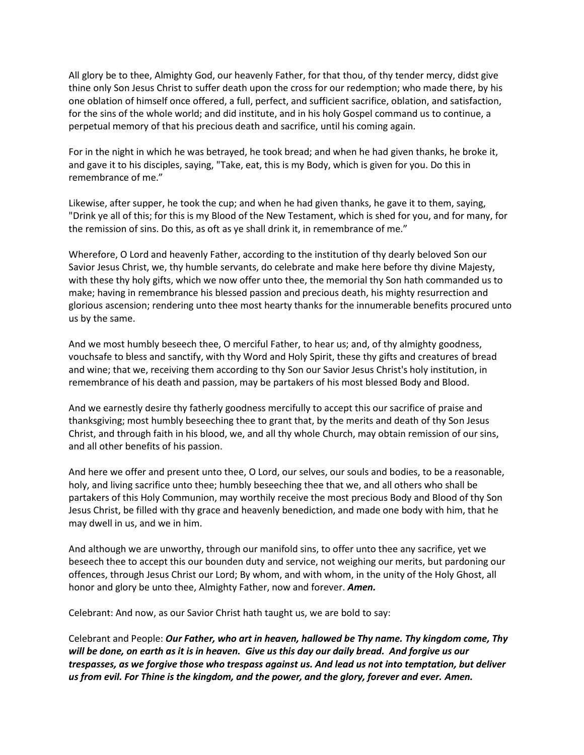All glory be to thee, Almighty God, our heavenly Father, for that thou, of thy tender mercy, didst give thine only Son Jesus Christ to suffer death upon the cross for our redemption; who made there, by his one oblation of himself once offered, a full, perfect, and sufficient sacrifice, oblation, and satisfaction, for the sins of the whole world; and did institute, and in his holy Gospel command us to continue, a perpetual memory of that his precious death and sacrifice, until his coming again.

For in the night in which he was betrayed, he took bread; and when he had given thanks, he broke it, and gave it to his disciples, saying, "Take, eat, this is my Body, which is given for you. Do this in remembrance of me."

Likewise, after supper, he took the cup; and when he had given thanks, he gave it to them, saying, "Drink ye all of this; for this is my Blood of the New Testament, which is shed for you, and for many, for the remission of sins. Do this, as oft as ye shall drink it, in remembrance of me."

Wherefore, O Lord and heavenly Father, according to the institution of thy dearly beloved Son our Savior Jesus Christ, we, thy humble servants, do celebrate and make here before thy divine Majesty, with these thy holy gifts, which we now offer unto thee, the memorial thy Son hath commanded us to make; having in remembrance his blessed passion and precious death, his mighty resurrection and glorious ascension; rendering unto thee most hearty thanks for the innumerable benefits procured unto us by the same.

And we most humbly beseech thee, O merciful Father, to hear us; and, of thy almighty goodness, vouchsafe to bless and sanctify, with thy Word and Holy Spirit, these thy gifts and creatures of bread and wine; that we, receiving them according to thy Son our Savior Jesus Christ's holy institution, in remembrance of his death and passion, may be partakers of his most blessed Body and Blood.

And we earnestly desire thy fatherly goodness mercifully to accept this our sacrifice of praise and thanksgiving; most humbly beseeching thee to grant that, by the merits and death of thy Son Jesus Christ, and through faith in his blood, we, and all thy whole Church, may obtain remission of our sins, and all other benefits of his passion.

And here we offer and present unto thee, O Lord, our selves, our souls and bodies, to be a reasonable, holy, and living sacrifice unto thee; humbly beseeching thee that we, and all others who shall be partakers of this Holy Communion, may worthily receive the most precious Body and Blood of thy Son Jesus Christ, be filled with thy grace and heavenly benediction, and made one body with him, that he may dwell in us, and we in him.

And although we are unworthy, through our manifold sins, to offer unto thee any sacrifice, yet we beseech thee to accept this our bounden duty and service, not weighing our merits, but pardoning our offences, through Jesus Christ our Lord; By whom, and with whom, in the unity of the Holy Ghost, all honor and glory be unto thee, Almighty Father, now and forever. ***Amen.***

Celebrant: And now, as our Savior Christ hath taught us, we are bold to say:

Celebrant and People: ***Our Father, who art in heaven, hallowed be Thy name. Thy kingdom come, Thy will be done, on earth as it is in heaven. Give us this day our daily bread. And forgive us our trespasses, as we forgive those who trespass against us. And lead us not into temptation, but deliver us from evil. For Thine is the kingdom, and the power, and the glory, forever and ever. Amen.***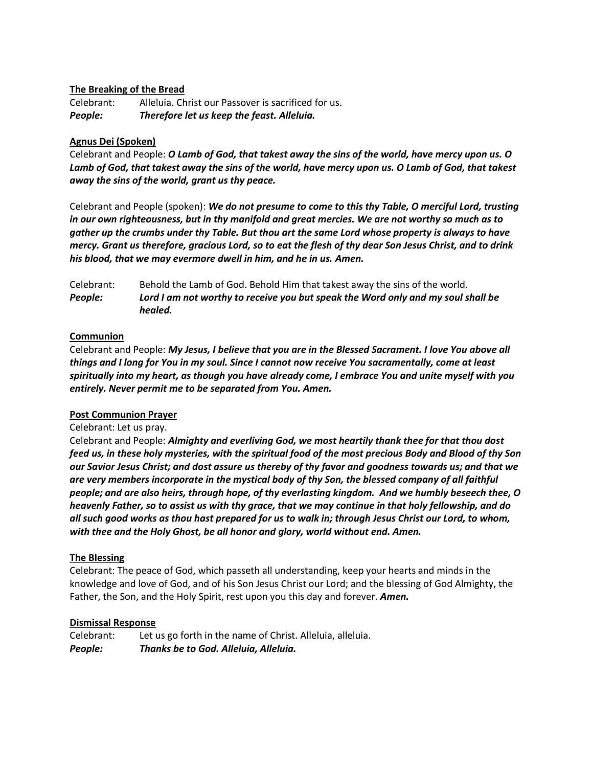**The Breaking of the Bread**

Celebrant: Alleluia. Christ our Passover is sacrificed for us.
***People:*** ***Therefore let us keep the feast. Alleluia.***

**Agnus Dei (Spoken)**

Celebrant and People: ***O Lamb of God, that takest away the sins of the world, have mercy upon us. O Lamb of God, that takest away the sins of the world, have mercy upon us. O Lamb of God, that takest away the sins of the world, grant us thy peace.***

Celebrant and People (spoken): ***We do not presume to come to this thy Table, O merciful Lord, trusting in our own righteousness, but in thy manifold and great mercies. We are not worthy so much as to gather up the crumbs under thy Table. But thou art the same Lord whose property is always to have mercy. Grant us therefore, gracious Lord, so to eat the flesh of thy dear Son Jesus Christ, and to drink his blood, that we may evermore dwell in him, and he in us. Amen.***

Celebrant: Behold the Lamb of God. Behold Him that takest away the sins of the world.
***People:*** ***Lord I am not worthy to receive you but speak the Word only and my soul shall be healed.***

**Communion**

Celebrant and People: ***My Jesus, I believe that you are in the Blessed Sacrament. I love You above all things and I long for You in my soul. Since I cannot now receive You sacramentally, come at least spiritually into my heart, as though you have already come, I embrace You and unite myself with you entirely. Never permit me to be separated from You. Amen.***

**Post Communion Prayer**

Celebrant: Let us pray.

Celebrant and People: ***Almighty and everliving God, we most heartily thank thee for that thou dost feed us, in these holy mysteries, with the spiritual food of the most precious Body and Blood of thy Son our Savior Jesus Christ; and dost assure us thereby of thy favor and goodness towards us; and that we are very members incorporate in the mystical body of thy Son, the blessed company of all faithful people; and are also heirs, through hope, of thy everlasting kingdom. And we humbly beseech thee, O heavenly Father, so to assist us with thy grace, that we may continue in that holy fellowship, and do all such good works as thou hast prepared for us to walk in; through Jesus Christ our Lord, to whom, with thee and the Holy Ghost, be all honor and glory, world without end. Amen.***

**The Blessing**

Celebrant: The peace of God, which passeth all understanding, keep your hearts and minds in the knowledge and love of God, and of his Son Jesus Christ our Lord; and the blessing of God Almighty, the Father, the Son, and the Holy Spirit, rest upon you this day and forever. ***Amen.***

**Dismissal Response**

Celebrant: Let us go forth in the name of Christ. Alleluia, alleluia.
***People:*** ***Thanks be to God. Alleluia, Alleluia.***